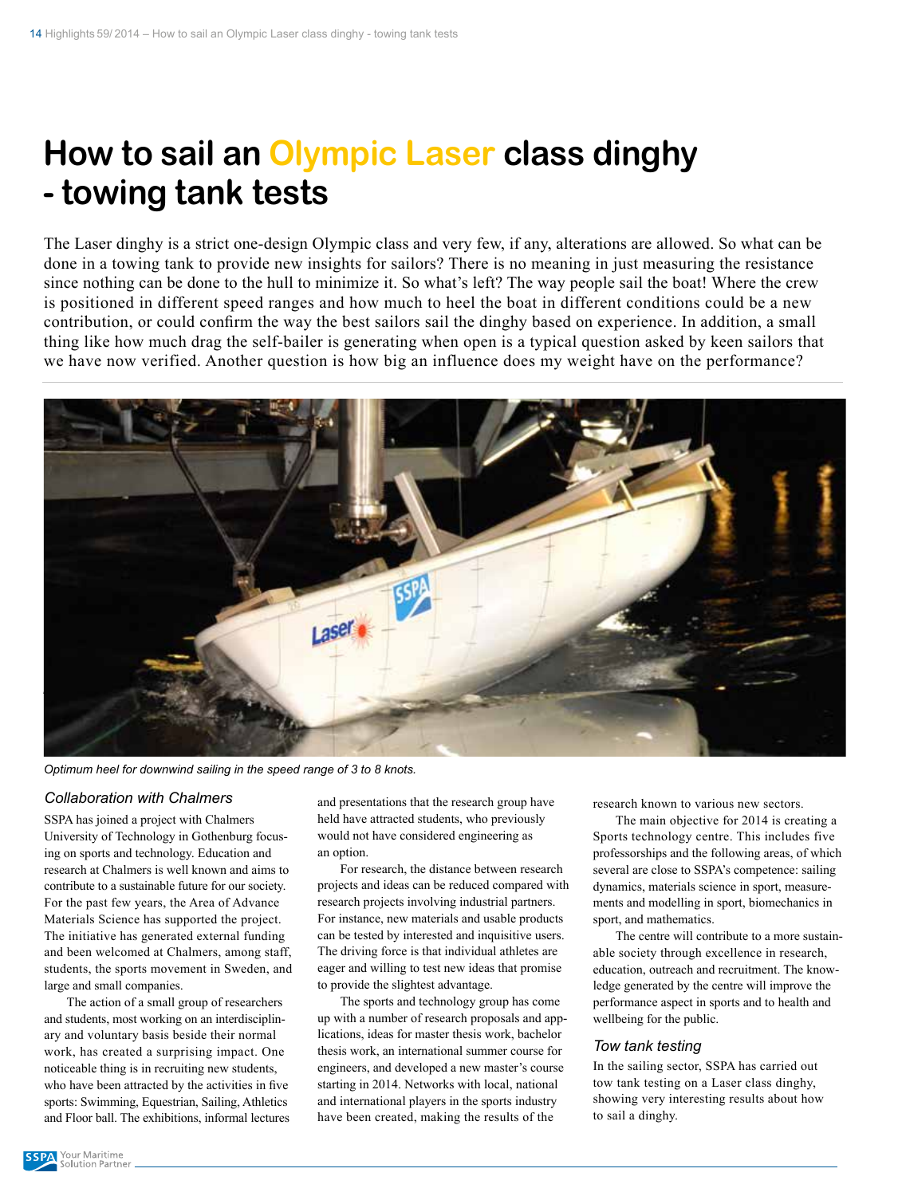# How to sail an Olympic Laser class dinghy - towing tank tests

The Laser dinghy is a strict one-design Olympic class and very few, if any, alterations are allowed. So what can be done in a towing tank to provide new insights for sailors? There is no meaning in just measuring the resistance since nothing can be done to the hull to minimize it. So what's left? The way people sail the boat! Where the crew is positioned in different speed ranges and how much to heel the boat in different conditions could be a new contribution, or could confirm the way the best sailors sail the dinghy based on experience. In addition, a small thing like how much drag the self-bailer is generating when open is a typical question asked by keen sailors that we have now verified. Another question is how big an influence does my weight have on the performance?

*Optimum heel for downwind sailing in the speed range of 3 to 8 knots.*

### Collaboration with Chalmers

SSPA has joined a project with Chalmers University of Technology in Gothenburg focusing on sports and technology. Education and research at Chalmers is well known and aims to contribute to a sustainable future for our society. For the past few years, the Area of Advance Materials Science has supported the project. The initiative has generated external funding and been welcomed at Chalmers, among staff, students, the sports movement in Sweden, and large and small companies.

The action of a small group of researchers and students, most working on an interdisciplinary and voluntary basis beside their normal work, has created a surprising impact. One noticeable thing is in recruiting new students, who have been attracted by the activities in five sports: Swimming, Equestrian, Sailing, Athletics and Floor ball. The exhibitions, informal lectures and presentations that the research group have held have attracted students, who previously would not have considered engineering as an option.

For research, the distance between research projects and ideas can be reduced compared with research projects involving industrial partners. For instance, new materials and usable products can be tested by interested and inquisitive users. The driving force is that individual athletes are eager and willing to test new ideas that promise to provide the slightest advantage.

The sports and technology group has come up with a number of research proposals and applications, ideas for master thesis work, bachelor thesis work, an international summer course for engineers, and developed a new master's course starting in 2014. Networks with local, national and international players in the sports industry have been created, making the results of the research known to various new sectors.

The main objective for 2014 is creating a Sports technology centre. This includes five professorships and the following areas, of which several are close to SSPA's competence: sailing dynamics, materials science in sport, measurements and modelling in sport, biomechanics in sport, and mathematics.

The centre will contribute to a more sustainable society through excellence in research, education, outreach and recruitment. The knowledge generated by the centre will improve the performance aspect in sports and to health and wellbeing for the public.

### Tow tank testing

In the sailing sector, SSPA has carried out tow tank testing on a Laser class dinghy, showing very interesting results about how to sail a dinghy.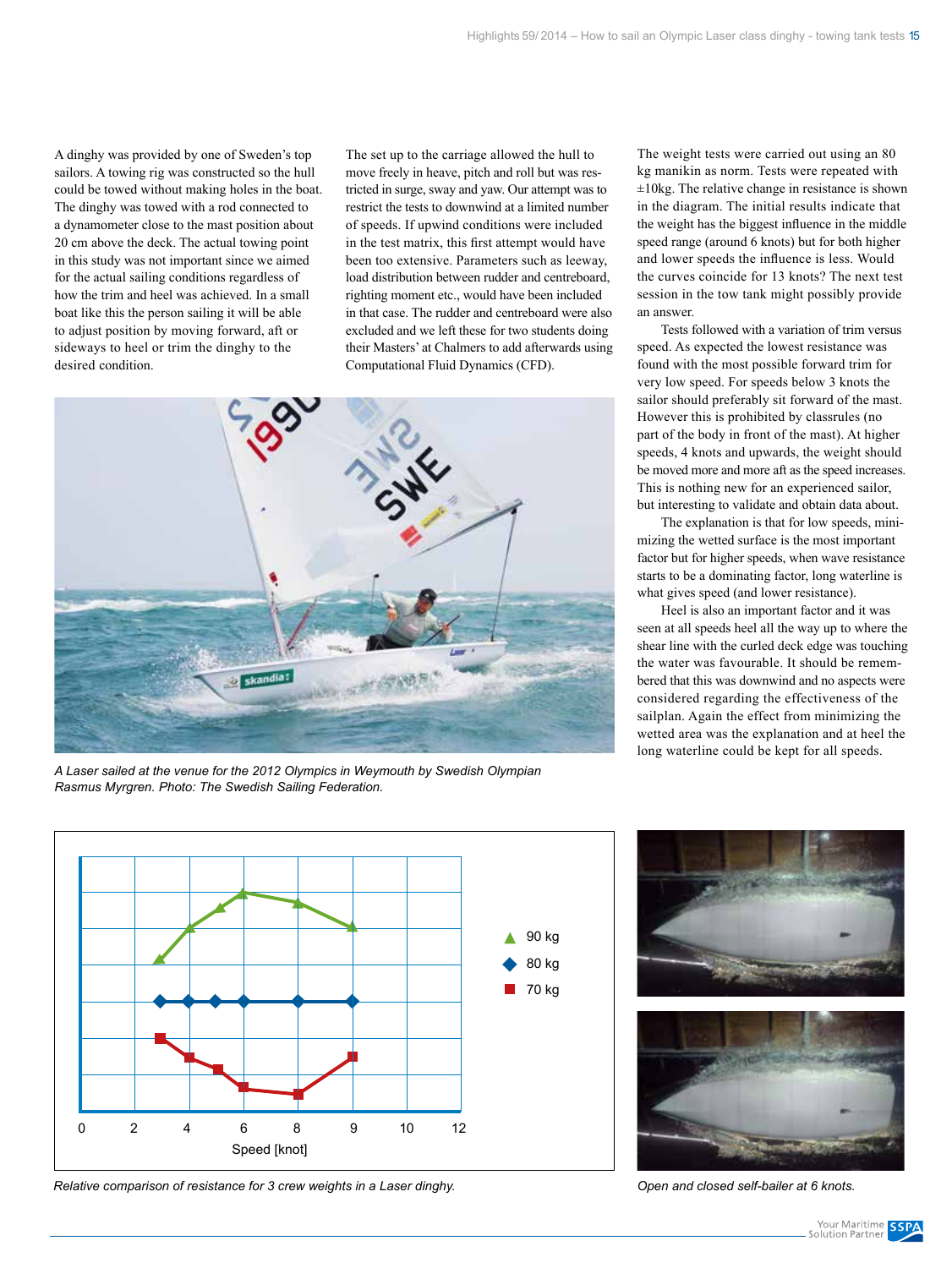A dinghy was provided by one of Sweden's top sailors. A towing rig was constructed so the hull could be towed without making holes in the boat. The dinghy was towed with a rod connected to a dynamometer close to the mast position about 20 cm above the deck. The actual towing point in this study was not important since we aimed for the actual sailing conditions regardless of how the trim and heel was achieved. In a small boat like this the person sailing it will be able to adjust position by moving forward, aft or sideways to heel or trim the dinghy to the desired condition.

The set up to the carriage allowed the hull to move freely in heave, pitch and roll but was restricted in surge, sway and yaw. Our attempt was to restrict the tests to downwind at a limited number of speeds. If upwind conditions were included in the test matrix, this first attempt would have been too extensive. Parameters such as leeway, load distribution between rudder and centreboard, righting moment etc., would have been included in that case. The rudder and centreboard were also excluded and we left these for two students doing their Masters' at Chalmers to add afterwards using Computational Fluid Dynamics (CFD).

*A Laser sailed at the venue for the 2012 Olympics in Weymouth by Swedish Olympian Rasmus Myrgren. Photo: The Swedish Sailing Federation.*

The weight tests were carried out using an 80 kg manikin as norm. Tests were repeated with ±10kg. The relative change in resistance is shown in the diagram. The initial results indicate that the weight has the biggest influence in the middle speed range (around 6 knots) but for both higher and lower speeds the influence is less. Would the curves coincide for 13 knots? The next test session in the tow tank might possibly provide an answer.

Tests followed with a variation of trim versus speed. As expected the lowest resistance was found with the most possible forward trim for very low speed. For speeds below 3 knots the sailor should preferably sit forward of the mast. However this is prohibited by classrules (no part of the body in front of the mast). At higher speeds, 4 knots and upwards, the weight should be moved more and more aft as the speed increases. This is nothing new for an experienced sailor, but interesting to validate and obtain data about.

The explanation is that for low speeds, minimizing the wetted surface is the most important factor but for higher speeds, when wave resistance starts to be a dominating factor, long waterline is what gives speed (and lower resistance).

Heel is also an important factor and it was seen at all speeds heel all the way up to where the shear line with the curled deck edge was touching the water was favourable. It should be remembered that this was downwind and no aspects were considered regarding the effectiveness of the sailplan. Again the effect from minimizing the wetted area was the explanation and at heel the long waterline could be kept for all speeds.

*Relative comparison of resistance for 3 crew weights in a Laser dinghy.*

*Open and closed self-bailer at 6 knots.*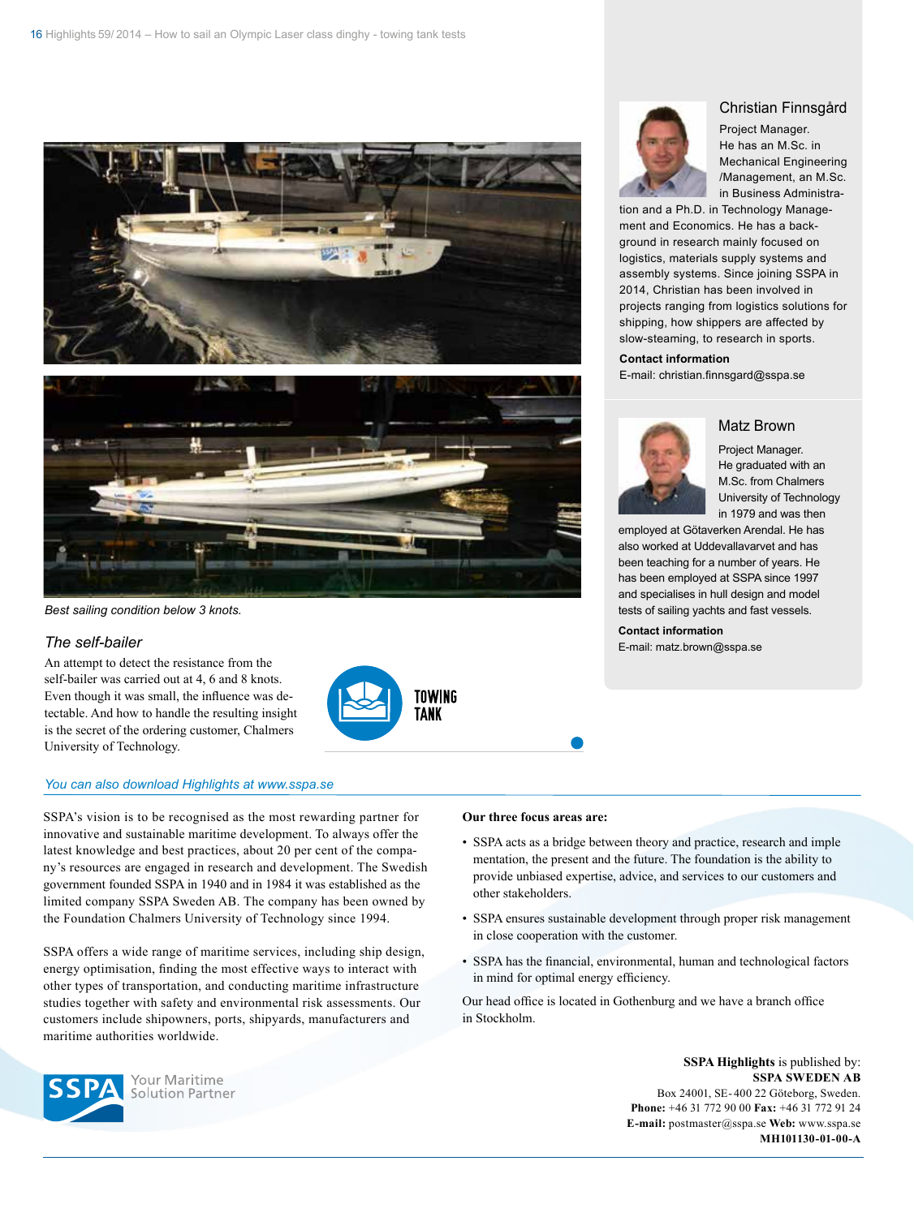Best sailing condition below 3 knots.

### *The self-bailer*

An attempt to detect the resistance from the self-bailer was carried out at 4, 6 and 8 knots. Even though it was small, the influence was detectable. And how to handle the resulting insight is the secret of the ordering customer, Chalmers University of Technology.

TOWING TANK

### Christian Finnsgård

Project Manager. He has an M.Sc. in Mechanical Engineering /Management, an M.Sc. in Business Administration and a Ph.D. in Technology Management and Economics. He has a background in research mainly focused on logistics, materials supply systems and assembly systems. Since joining SSPA in 2014, Christian has been involved in projects ranging from logistics solutions for shipping, how shippers are affected by slow-steaming, to research in sports.

**Contact information**
E-mail: christian.finnsgard@sspa.se

### Matz Brown

Project Manager. He graduated with an M.Sc. from Chalmers University of Technology in 1979 and was then employed at Götaverken Arendal. He has also worked at Uddevallavarvet and has been teaching for a number of years. He has been employed at SSPA since 1997 and specialises in hull design and model tests of sailing yachts and fast vessels.

**Contact information**
E-mail: matz.brown@sspa.se

*You can also download Highlights at www.sspa.se*

SSPA's vision is to be recognised as the most rewarding partner for innovative and sustainable maritime development. To always offer the latest knowledge and best practices, about 20 per cent of the company's resources are engaged in research and development. The Swedish government founded SSPA in 1940 and in 1984 it was established as the limited company SSPA Sweden AB. The company has been owned by the Foundation Chalmers University of Technology since 1994.

SSPA offers a wide range of maritime services, including ship design, energy optimisation, finding the most effective ways to interact with other types of transportation, and conducting maritime infrastructure studies together with safety and environmental risk assessments. Our customers include shipowners, ports, shipyards, manufacturers and maritime authorities worldwide.

**Our three focus areas are:**

- SSPA acts as a bridge between theory and practice, research and implementation, the present and the future. The foundation is the ability to provide unbiased expertise, advice, and services to our customers and other stakeholders.
- SSPA ensures sustainable development through proper risk management in close cooperation with the customer.
- SSPA has the financial, environmental, human and technological factors in mind for optimal energy efficiency.

Our head office is located in Gothenburg and we have a branch office in Stockholm.

SSPA Your Maritime Solution Partner

**SSPA Highlights** is published by:
**SSPA SWEDEN AB**
Box 24001, SE-400 22 Göteborg, Sweden.
**Phone:** +46 31 772 90 00 **Fax:** +46 31 772 91 24
**E-mail:** postmaster@sspa.se **Web:** www.sspa.se
**MH101130-01-00-A**